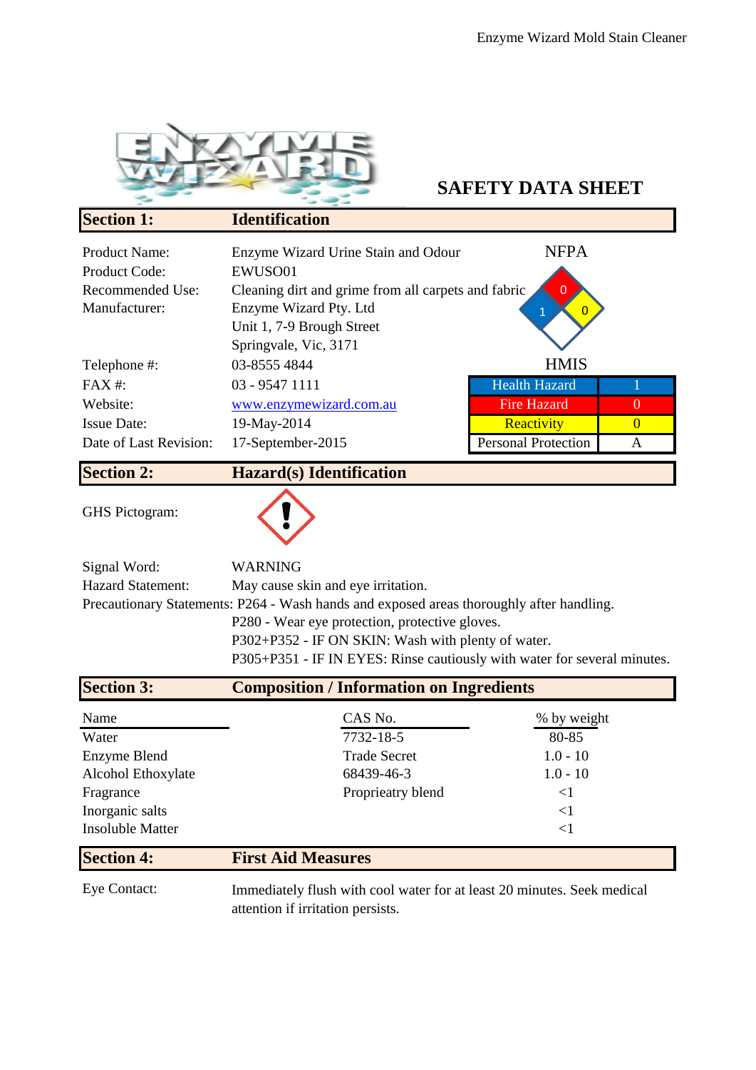# SAFETY DATA SHEET

## Section 1: Identification

| | |
|---|---|
| Product Name: | Enzyme Wizard Urine Stain and Odour |
| Product Code: | EWUSO01 |
| Recommended Use: | Cleaning dirt and grime from all carpets and fabric |
| Manufacturer: | Enzyme Wizard Pty. Ltd<br>Unit 1, 7-9 Brough Street<br>Springvale, Vic, 3171 |
| Telephone #: | 03-8555 4844 |
| FAX #: | 03 - 9547 1111 |
| Website: | www.enzymewizard.com.au |
| Issue Date: | 19-May-2014 |
| Date of Last Revision: | 17-September-2015 |

**NFPA**

Health: 1, Fire: 0, Reactivity: 0

**HMIS**

| | |
|---|---|
| Health Hazard | 1 |
| Fire Hazard | 0 |
| Reactivity | 0 |
| Personal Protection | A |

## Section 2: Hazard(s) Identification

GHS Pictogram:

Signal Word: WARNING

Hazard Statement: May cause skin and eye irritation.

Precautionary Statements: P264 - Wash hands and exposed areas thoroughly after handling.
P280 - Wear eye protection, protective gloves.
P302+P352 - IF ON SKIN: Wash with plenty of water.
P305+P351 - IF IN EYES: Rinse cautiously with water for several minutes.

## Section 3: Composition / Information on Ingredients

| Name | CAS No. | % by weight |
|---|---|---|
| Water | 7732-18-5 | 80-85 |
| Enzyme Blend | Trade Secret | 1.0 - 10 |
| Alcohol Ethoxylate | 68439-46-3 | 1.0 - 10 |
| Fragrance | Proprieatry blend | <1 |
| Inorganic salts | | <1 |
| Insoluble Matter | | <1 |

## Section 4: First Aid Measures

Eye Contact: Immediately flush with cool water for at least 20 minutes. Seek medical attention if irritation persists.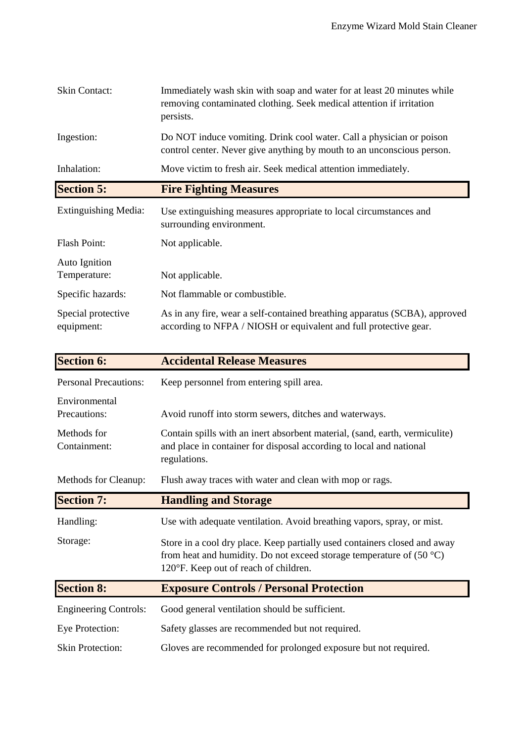| | |
|---|---|
| Skin Contact: | Immediately wash skin with soap and water for at least 20 minutes while removing contaminated clothing. Seek medical attention if irritation persists. |
| Ingestion: | Do NOT induce vomiting. Drink cool water. Call a physician or poison control center. Never give anything by mouth to an unconscious person. |
| Inhalation: | Move victim to fresh air. Seek medical attention immediately. |

## Section 5: Fire Fighting Measures

| | |
|---|---|
| Extinguishing Media: | Use extinguishing measures appropriate to local circumstances and surrounding environment. |
| Flash Point: | Not applicable. |
| Auto Ignition Temperature: | Not applicable. |
| Specific hazards: | Not flammable or combustible. |
| Special protective equipment: | As in any fire, wear a self-contained breathing apparatus (SCBA), approved according to NFPA / NIOSH or equivalent and full protective gear. |

## Section 6: Accidental Release Measures

| | |
|---|---|
| Personal Precautions: | Keep personnel from entering spill area. |
| Environmental Precautions: | Avoid runoff into storm sewers, ditches and waterways. |
| Methods for Containment: | Contain spills with an inert absorbent material, (sand, earth, vermiculite) and place in container for disposal according to local and national regulations. |
| Methods for Cleanup: | Flush away traces with water and clean with mop or rags. |

## Section 7: Handling and Storage

| | |
|---|---|
| Handling: | Use with adequate ventilation. Avoid breathing vapors, spray, or mist. |
| Storage: | Store in a cool dry place. Keep partially used containers closed and away from heat and humidity. Do not exceed storage temperature of (50 °C) 120°F. Keep out of reach of children. |

## Section 8: Exposure Controls / Personal Protection

| | |
|---|---|
| Engineering Controls: | Good general ventilation should be sufficient. |
| Eye Protection: | Safety glasses are recommended but not required. |
| Skin Protection: | Gloves are recommended for prolonged exposure but not required. |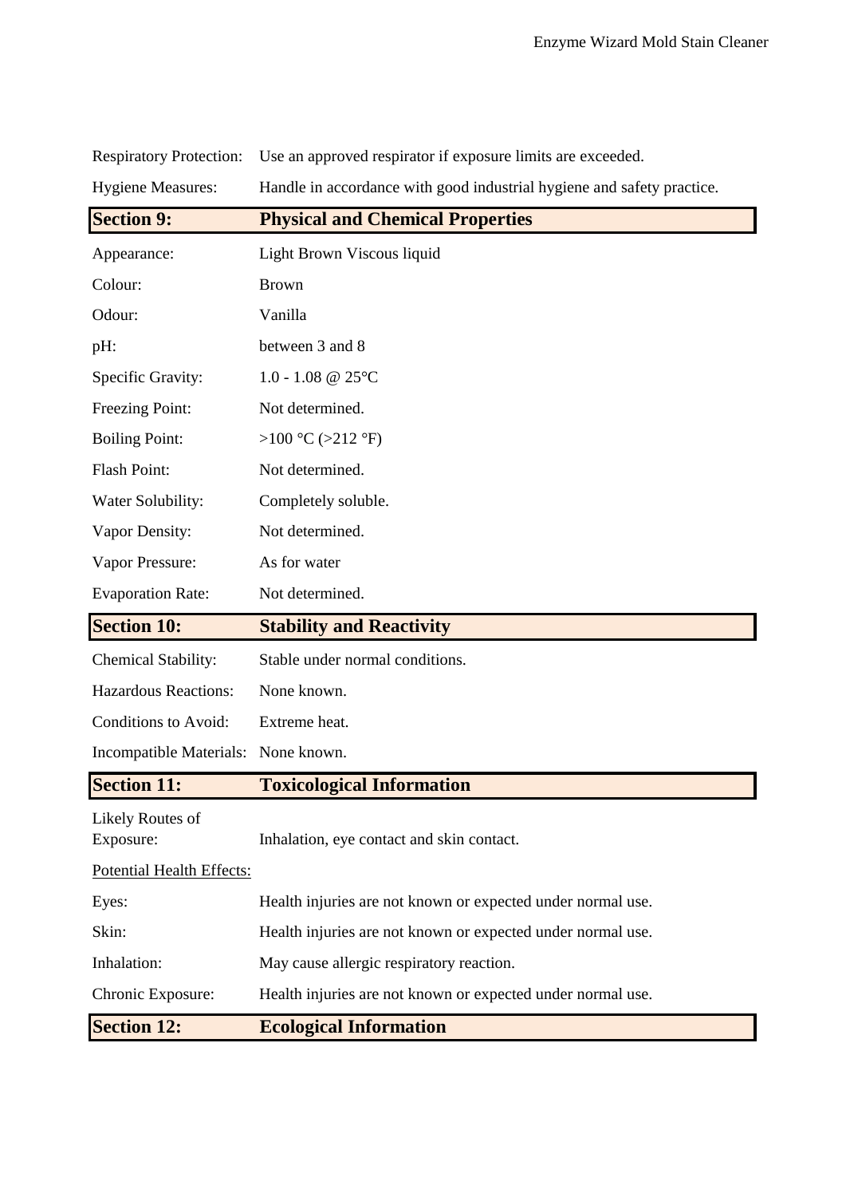| | |
|---|---|
| Respiratory Protection: | Use an approved respirator if exposure limits are exceeded. |
| Hygiene Measures: | Handle in accordance with good industrial hygiene and safety practice. |

## Section 9: Physical and Chemical Properties

| | |
|---|---|
| Appearance: | Light Brown Viscous liquid |
| Colour: | Brown |
| Odour: | Vanilla |
| pH: | between 3 and 8 |
| Specific Gravity: | 1.0 - 1.08 @ 25°C |
| Freezing Point: | Not determined. |
| Boiling Point: | >100 °C (>212 °F) |
| Flash Point: | Not determined. |
| Water Solubility: | Completely soluble. |
| Vapor Density: | Not determined. |
| Vapor Pressure: | As for water |
| Evaporation Rate: | Not determined. |

## Section 10: Stability and Reactivity

| | |
|---|---|
| Chemical Stability: | Stable under normal conditions. |
| Hazardous Reactions: | None known. |
| Conditions to Avoid: | Extreme heat. |
| Incompatible Materials: | None known. |

## Section 11: Toxicological Information

| | |
|---|---|
| Likely Routes of Exposure: | Inhalation, eye contact and skin contact. |

Potential Health Effects:

| | |
|---|---|
| Eyes: | Health injuries are not known or expected under normal use. |
| Skin: | Health injuries are not known or expected under normal use. |
| Inhalation: | May cause allergic respiratory reaction. |
| Chronic Exposure: | Health injuries are not known or expected under normal use. |

## Section 12: Ecological Information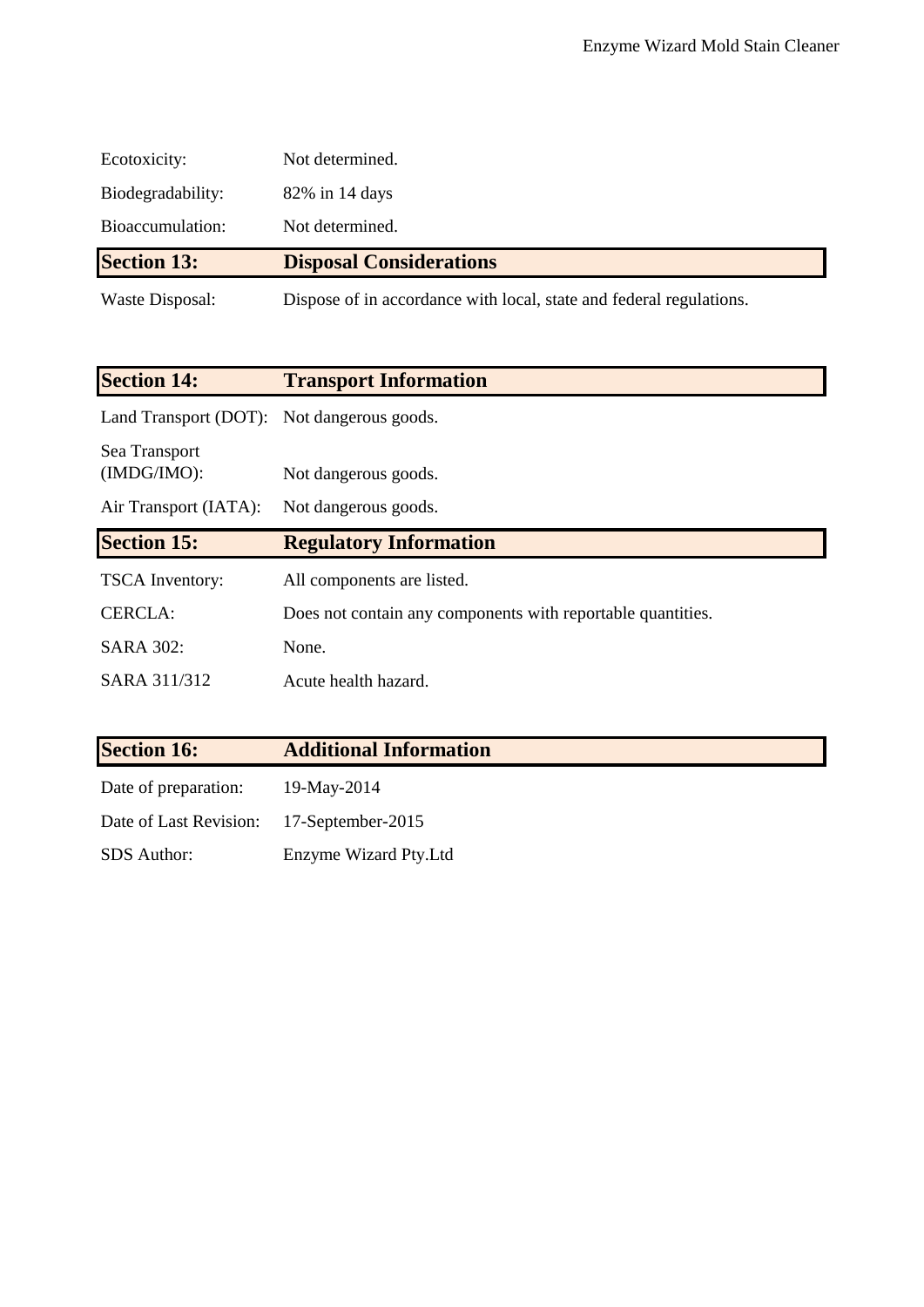| | |
|---|---|
| Ecotoxicity: | Not determined. |
| Biodegradability: | 82% in 14 days |
| Bioaccumulation: | Not determined. |

## Section 13: Disposal Considerations

| | |
|---|---|
| Waste Disposal: | Dispose of in accordance with local, state and federal regulations. |

## Section 14: Transport Information

| | |
|---|---|
| Land Transport (DOT): | Not dangerous goods. |
| Sea Transport (IMDG/IMO): | Not dangerous goods. |
| Air Transport (IATA): | Not dangerous goods. |

## Section 15: Regulatory Information

| | |
|---|---|
| TSCA Inventory: | All components are listed. |
| CERCLA: | Does not contain any components with reportable quantities. |
| SARA 302: | None. |
| SARA 311/312 | Acute health hazard. |

## Section 16: Additional Information

| | |
|---|---|
| Date of preparation: | 19-May-2014 |
| Date of Last Revision: | 17-September-2015 |
| SDS Author: | Enzyme Wizard Pty.Ltd |